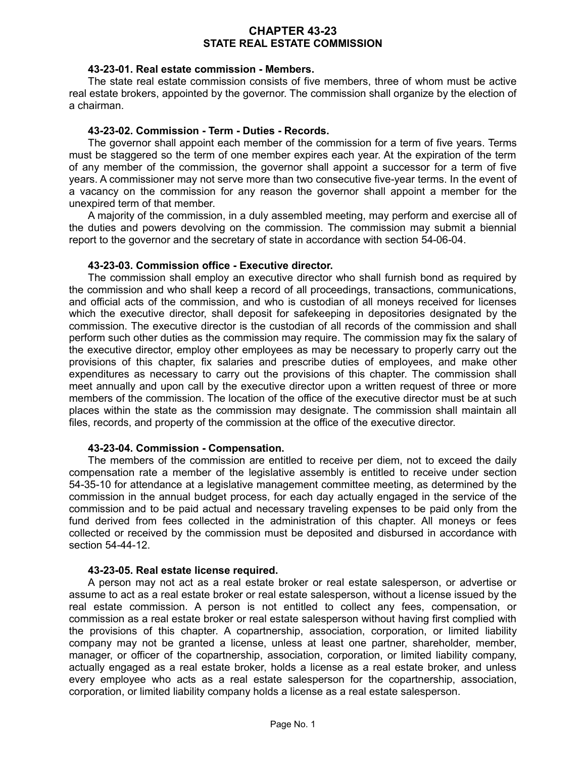# CHAPTER 43-23
## STATE REAL ESTATE COMMISSION

### 43-23-01. Real estate commission - Members.

The state real estate commission consists of five members, three of whom must be active real estate brokers, appointed by the governor. The commission shall organize by the election of a chairman.

### 43-23-02. Commission - Term - Duties - Records.

The governor shall appoint each member of the commission for a term of five years. Terms must be staggered so the term of one member expires each year. At the expiration of the term of any member of the commission, the governor shall appoint a successor for a term of five years. A commissioner may not serve more than two consecutive five-year terms. In the event of a vacancy on the commission for any reason the governor shall appoint a member for the unexpired term of that member.

A majority of the commission, in a duly assembled meeting, may perform and exercise all of the duties and powers devolving on the commission. The commission may submit a biennial report to the governor and the secretary of state in accordance with section 54-06-04.

### 43-23-03. Commission office - Executive director.

The commission shall employ an executive director who shall furnish bond as required by the commission and who shall keep a record of all proceedings, transactions, communications, and official acts of the commission, and who is custodian of all moneys received for licenses which the executive director, shall deposit for safekeeping in depositories designated by the commission. The executive director is the custodian of all records of the commission and shall perform such other duties as the commission may require. The commission may fix the salary of the executive director, employ other employees as may be necessary to properly carry out the provisions of this chapter, fix salaries and prescribe duties of employees, and make other expenditures as necessary to carry out the provisions of this chapter. The commission shall meet annually and upon call by the executive director upon a written request of three or more members of the commission. The location of the office of the executive director must be at such places within the state as the commission may designate. The commission shall maintain all files, records, and property of the commission at the office of the executive director.

### 43-23-04. Commission - Compensation.

The members of the commission are entitled to receive per diem, not to exceed the daily compensation rate a member of the legislative assembly is entitled to receive under section 54-35-10 for attendance at a legislative management committee meeting, as determined by the commission in the annual budget process, for each day actually engaged in the service of the commission and to be paid actual and necessary traveling expenses to be paid only from the fund derived from fees collected in the administration of this chapter. All moneys or fees collected or received by the commission must be deposited and disbursed in accordance with section 54-44-12.

### 43-23-05. Real estate license required.

A person may not act as a real estate broker or real estate salesperson, or advertise or assume to act as a real estate broker or real estate salesperson, without a license issued by the real estate commission. A person is not entitled to collect any fees, compensation, or commission as a real estate broker or real estate salesperson without having first complied with the provisions of this chapter. A copartnership, association, corporation, or limited liability company may not be granted a license, unless at least one partner, shareholder, member, manager, or officer of the copartnership, association, corporation, or limited liability company, actually engaged as a real estate broker, holds a license as a real estate broker, and unless every employee who acts as a real estate salesperson for the copartnership, association, corporation, or limited liability company holds a license as a real estate salesperson.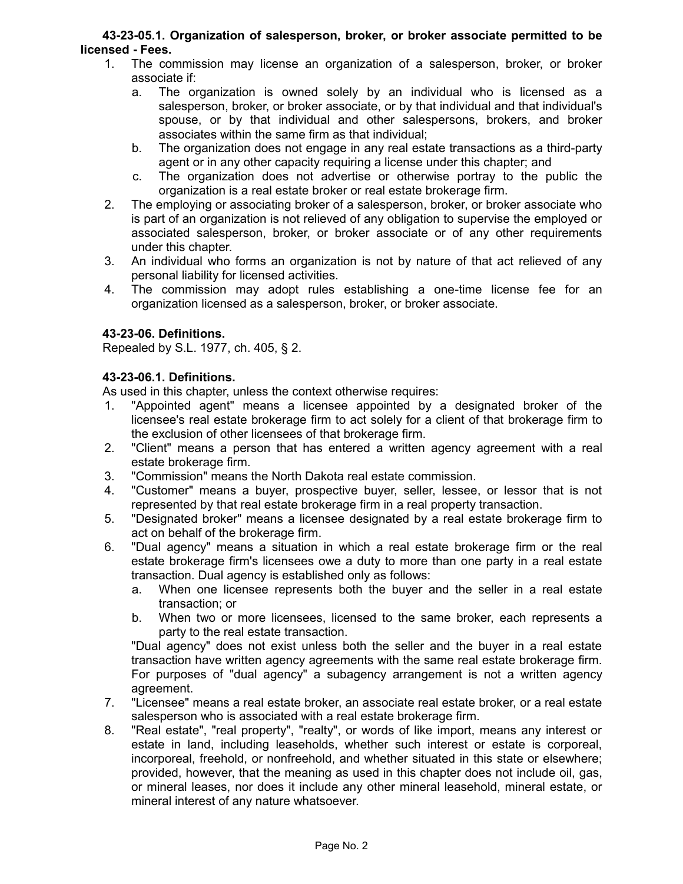**43-23-05.1. Organization of salesperson, broker, or broker associate permitted to be licensed - Fees.**

1. The commission may license an organization of a salesperson, broker, or broker associate if:
   a. The organization is owned solely by an individual who is licensed as a salesperson, broker, or broker associate, or by that individual and that individual's spouse, or by that individual and other salespersons, brokers, and broker associates within the same firm as that individual;
   b. The organization does not engage in any real estate transactions as a third-party agent or in any other capacity requiring a license under this chapter; and
   c. The organization does not advertise or otherwise portray to the public the organization is a real estate broker or real estate brokerage firm.
2. The employing or associating broker of a salesperson, broker, or broker associate who is part of an organization is not relieved of any obligation to supervise the employed or associated salesperson, broker, or broker associate or of any other requirements under this chapter.
3. An individual who forms an organization is not by nature of that act relieved of any personal liability for licensed activities.
4. The commission may adopt rules establishing a one-time license fee for an organization licensed as a salesperson, broker, or broker associate.

**43-23-06. Definitions.**

Repealed by S.L. 1977, ch. 405, § 2.

**43-23-06.1. Definitions.**

As used in this chapter, unless the context otherwise requires:

1. "Appointed agent" means a licensee appointed by a designated broker of the licensee's real estate brokerage firm to act solely for a client of that brokerage firm to the exclusion of other licensees of that brokerage firm.
2. "Client" means a person that has entered a written agency agreement with a real estate brokerage firm.
3. "Commission" means the North Dakota real estate commission.
4. "Customer" means a buyer, prospective buyer, seller, lessee, or lessor that is not represented by that real estate brokerage firm in a real property transaction.
5. "Designated broker" means a licensee designated by a real estate brokerage firm to act on behalf of the brokerage firm.
6. "Dual agency" means a situation in which a real estate brokerage firm or the real estate brokerage firm's licensees owe a duty to more than one party in a real estate transaction. Dual agency is established only as follows:
   a. When one licensee represents both the buyer and the seller in a real estate transaction; or
   b. When two or more licensees, licensed to the same broker, each represents a party to the real estate transaction.

   "Dual agency" does not exist unless both the seller and the buyer in a real estate transaction have written agency agreements with the same real estate brokerage firm. For purposes of "dual agency" a subagency arrangement is not a written agency agreement.
7. "Licensee" means a real estate broker, an associate real estate broker, or a real estate salesperson who is associated with a real estate brokerage firm.
8. "Real estate", "real property", "realty", or words of like import, means any interest or estate in land, including leaseholds, whether such interest or estate is corporeal, incorporeal, freehold, or nonfreehold, and whether situated in this state or elsewhere; provided, however, that the meaning as used in this chapter does not include oil, gas, or mineral leases, nor does it include any other mineral leasehold, mineral estate, or mineral interest of any nature whatsoever.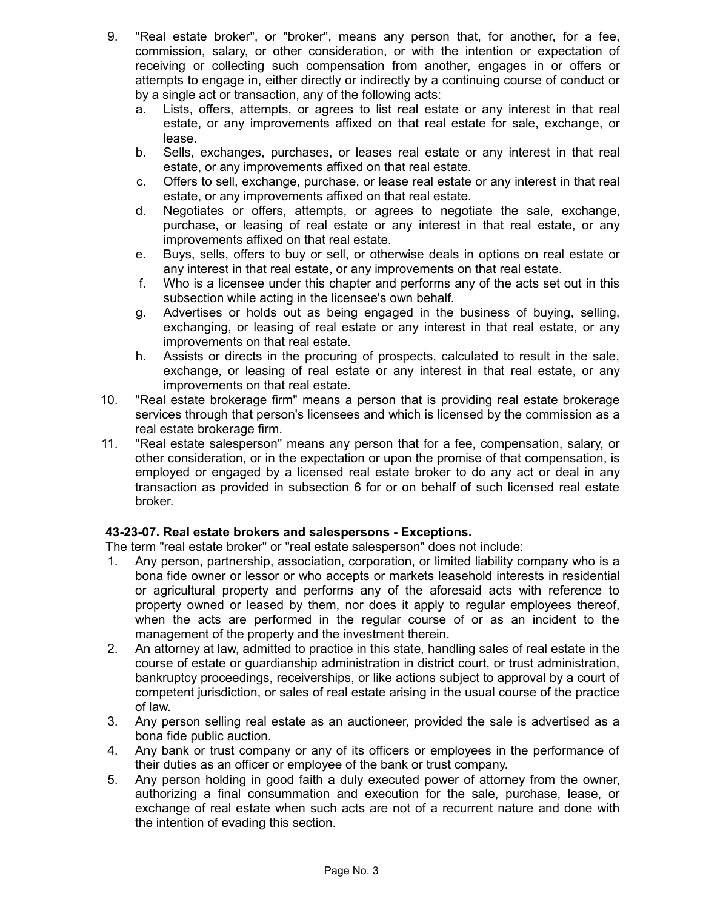9. "Real estate broker", or "broker", means any person that, for another, for a fee, commission, salary, or other consideration, or with the intention or expectation of receiving or collecting such compensation from another, engages in or offers or attempts to engage in, either directly or indirectly by a continuing course of conduct or by a single act or transaction, any of the following acts:
   a. Lists, offers, attempts, or agrees to list real estate or any interest in that real estate, or any improvements affixed on that real estate for sale, exchange, or lease.
   b. Sells, exchanges, purchases, or leases real estate or any interest in that real estate, or any improvements affixed on that real estate.
   c. Offers to sell, exchange, purchase, or lease real estate or any interest in that real estate, or any improvements affixed on that real estate.
   d. Negotiates or offers, attempts, or agrees to negotiate the sale, exchange, purchase, or leasing of real estate or any interest in that real estate, or any improvements affixed on that real estate.
   e. Buys, sells, offers to buy or sell, or otherwise deals in options on real estate or any interest in that real estate, or any improvements on that real estate.
   f. Who is a licensee under this chapter and performs any of the acts set out in this subsection while acting in the licensee's own behalf.
   g. Advertises or holds out as being engaged in the business of buying, selling, exchanging, or leasing of real estate or any interest in that real estate, or any improvements on that real estate.
   h. Assists or directs in the procuring of prospects, calculated to result in the sale, exchange, or leasing of real estate or any interest in that real estate, or any improvements on that real estate.
10. "Real estate brokerage firm" means a person that is providing real estate brokerage services through that person's licensees and which is licensed by the commission as a real estate brokerage firm.
11. "Real estate salesperson" means any person that for a fee, compensation, salary, or other consideration, or in the expectation or upon the promise of that compensation, is employed or engaged by a licensed real estate broker to do any act or deal in any transaction as provided in subsection 6 for or on behalf of such licensed real estate broker.

**43-23-07. Real estate brokers and salespersons - Exceptions.**

The term "real estate broker" or "real estate salesperson" does not include:

1. Any person, partnership, association, corporation, or limited liability company who is a bona fide owner or lessor or who accepts or markets leasehold interests in residential or agricultural property and performs any of the aforesaid acts with reference to property owned or leased by them, nor does it apply to regular employees thereof, when the acts are performed in the regular course of or as an incident to the management of the property and the investment therein.
2. An attorney at law, admitted to practice in this state, handling sales of real estate in the course of estate or guardianship administration in district court, or trust administration, bankruptcy proceedings, receiverships, or like actions subject to approval by a court of competent jurisdiction, or sales of real estate arising in the usual course of the practice of law.
3. Any person selling real estate as an auctioneer, provided the sale is advertised as a bona fide public auction.
4. Any bank or trust company or any of its officers or employees in the performance of their duties as an officer or employee of the bank or trust company.
5. Any person holding in good faith a duly executed power of attorney from the owner, authorizing a final consummation and execution for the sale, purchase, lease, or exchange of real estate when such acts are not of a recurrent nature and done with the intention of evading this section.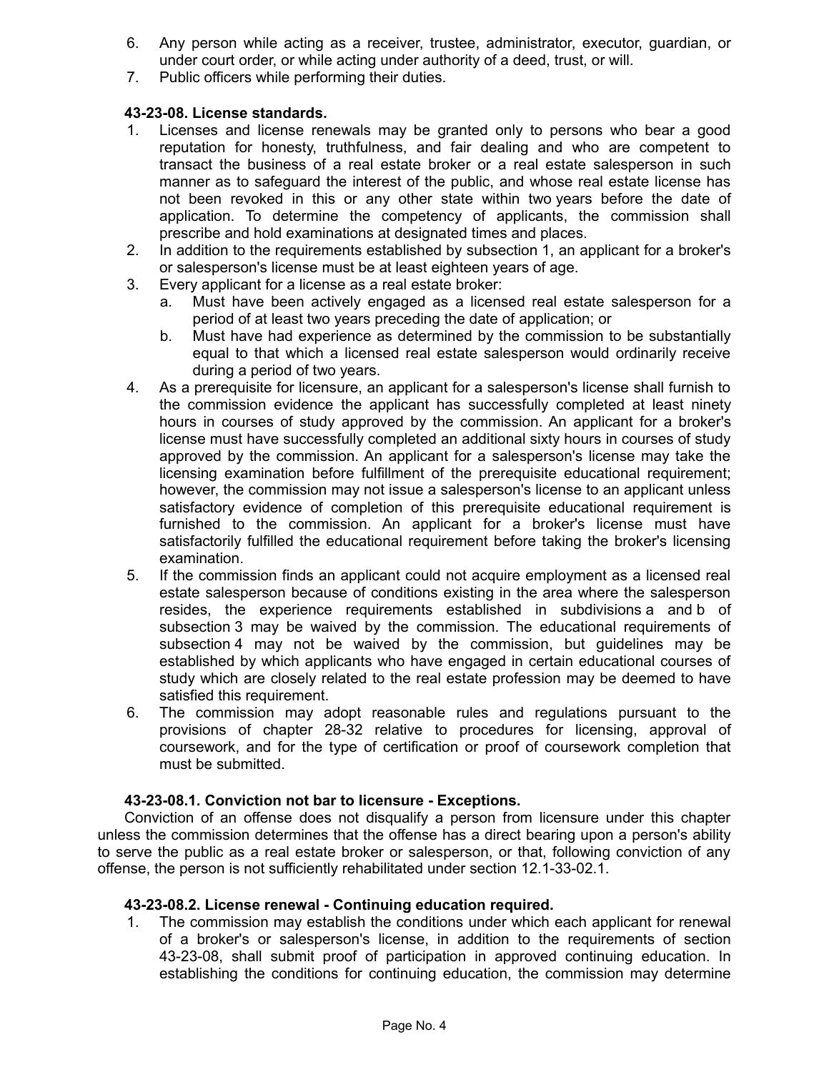6. Any person while acting as a receiver, trustee, administrator, executor, guardian, or under court order, or while acting under authority of a deed, trust, or will.
7. Public officers while performing their duties.

**43-23-08. License standards.**

1. Licenses and license renewals may be granted only to persons who bear a good reputation for honesty, truthfulness, and fair dealing and who are competent to transact the business of a real estate broker or a real estate salesperson in such manner as to safeguard the interest of the public, and whose real estate license has not been revoked in this or any other state within two years before the date of application. To determine the competency of applicants, the commission shall prescribe and hold examinations at designated times and places.
2. In addition to the requirements established by subsection 1, an applicant for a broker's or salesperson's license must be at least eighteen years of age.
3. Every applicant for a license as a real estate broker:
   a. Must have been actively engaged as a licensed real estate salesperson for a period of at least two years preceding the date of application; or
   b. Must have had experience as determined by the commission to be substantially equal to that which a licensed real estate salesperson would ordinarily receive during a period of two years.
4. As a prerequisite for licensure, an applicant for a salesperson's license shall furnish to the commission evidence the applicant has successfully completed at least ninety hours in courses of study approved by the commission. An applicant for a broker's license must have successfully completed an additional sixty hours in courses of study approved by the commission. An applicant for a salesperson's license may take the licensing examination before fulfillment of the prerequisite educational requirement; however, the commission may not issue a salesperson's license to an applicant unless satisfactory evidence of completion of this prerequisite educational requirement is furnished to the commission. An applicant for a broker's license must have satisfactorily fulfilled the educational requirement before taking the broker's licensing examination.
5. If the commission finds an applicant could not acquire employment as a licensed real estate salesperson because of conditions existing in the area where the salesperson resides, the experience requirements established in subdivisions a and b of subsection 3 may be waived by the commission. The educational requirements of subsection 4 may not be waived by the commission, but guidelines may be established by which applicants who have engaged in certain educational courses of study which are closely related to the real estate profession may be deemed to have satisfied this requirement.
6. The commission may adopt reasonable rules and regulations pursuant to the provisions of chapter 28-32 relative to procedures for licensing, approval of coursework, and for the type of certification or proof of coursework completion that must be submitted.

**43-23-08.1. Conviction not bar to licensure - Exceptions.**

Conviction of an offense does not disqualify a person from licensure under this chapter unless the commission determines that the offense has a direct bearing upon a person's ability to serve the public as a real estate broker or salesperson, or that, following conviction of any offense, the person is not sufficiently rehabilitated under section 12.1-33-02.1.

**43-23-08.2. License renewal - Continuing education required.**

1. The commission may establish the conditions under which each applicant for renewal of a broker's or salesperson's license, in addition to the requirements of section 43-23-08, shall submit proof of participation in approved continuing education. In establishing the conditions for continuing education, the commission may determine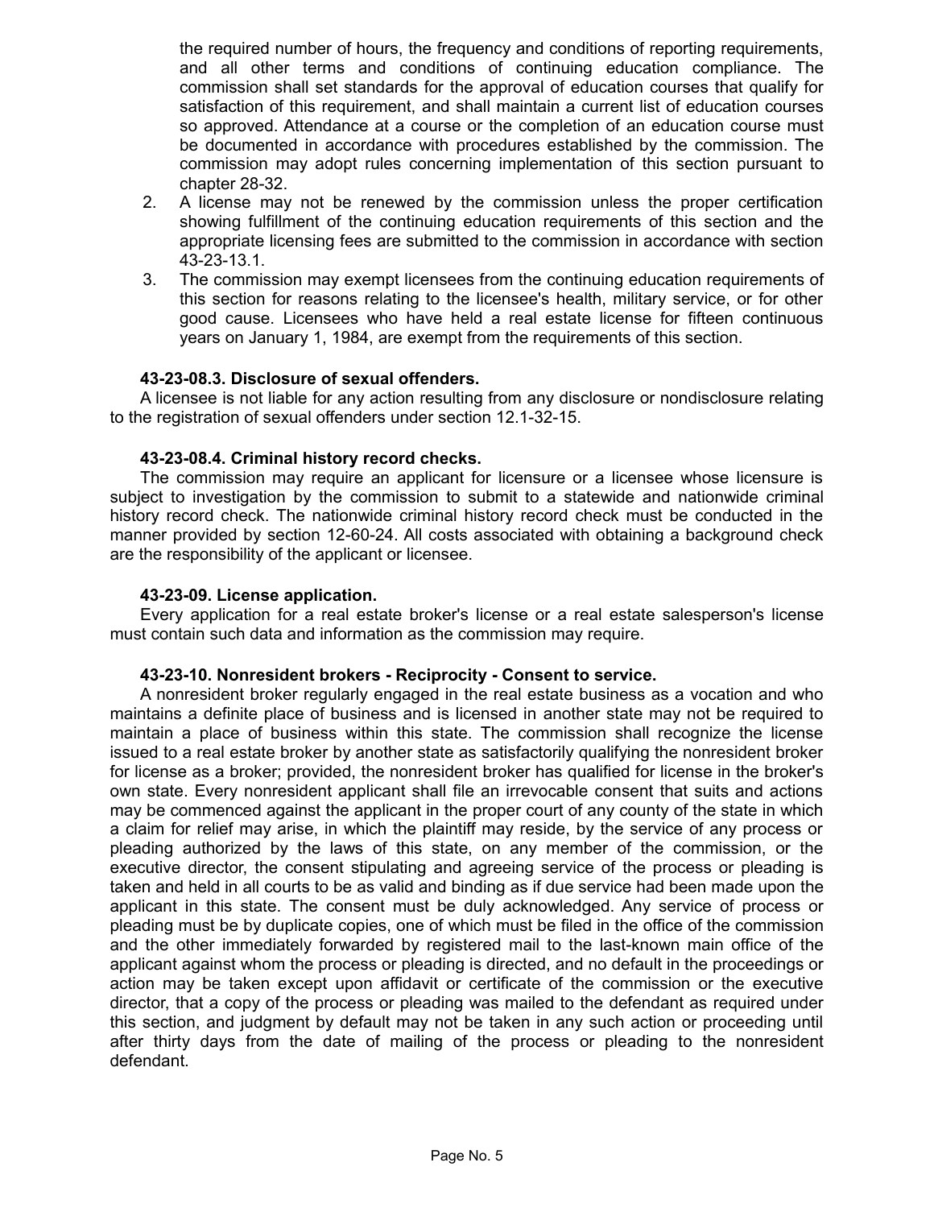the required number of hours, the frequency and conditions of reporting requirements, and all other terms and conditions of continuing education compliance. The commission shall set standards for the approval of education courses that qualify for satisfaction of this requirement, and shall maintain a current list of education courses so approved. Attendance at a course or the completion of an education course must be documented in accordance with procedures established by the commission. The commission may adopt rules concerning implementation of this section pursuant to chapter 28-32.

2. A license may not be renewed by the commission unless the proper certification showing fulfillment of the continuing education requirements of this section and the appropriate licensing fees are submitted to the commission in accordance with section 43-23-13.1.
3. The commission may exempt licensees from the continuing education requirements of this section for reasons relating to the licensee's health, military service, or for other good cause. Licensees who have held a real estate license for fifteen continuous years on January 1, 1984, are exempt from the requirements of this section.

**43-23-08.3. Disclosure of sexual offenders.**

A licensee is not liable for any action resulting from any disclosure or nondisclosure relating to the registration of sexual offenders under section 12.1-32-15.

**43-23-08.4. Criminal history record checks.**

The commission may require an applicant for licensure or a licensee whose licensure is subject to investigation by the commission to submit to a statewide and nationwide criminal history record check. The nationwide criminal history record check must be conducted in the manner provided by section 12-60-24. All costs associated with obtaining a background check are the responsibility of the applicant or licensee.

**43-23-09. License application.**

Every application for a real estate broker's license or a real estate salesperson's license must contain such data and information as the commission may require.

**43-23-10. Nonresident brokers - Reciprocity - Consent to service.**

A nonresident broker regularly engaged in the real estate business as a vocation and who maintains a definite place of business and is licensed in another state may not be required to maintain a place of business within this state. The commission shall recognize the license issued to a real estate broker by another state as satisfactorily qualifying the nonresident broker for license as a broker; provided, the nonresident broker has qualified for license in the broker's own state. Every nonresident applicant shall file an irrevocable consent that suits and actions may be commenced against the applicant in the proper court of any county of the state in which a claim for relief may arise, in which the plaintiff may reside, by the service of any process or pleading authorized by the laws of this state, on any member of the commission, or the executive director, the consent stipulating and agreeing service of the process or pleading is taken and held in all courts to be as valid and binding as if due service had been made upon the applicant in this state. The consent must be duly acknowledged. Any service of process or pleading must be by duplicate copies, one of which must be filed in the office of the commission and the other immediately forwarded by registered mail to the last-known main office of the applicant against whom the process or pleading is directed, and no default in the proceedings or action may be taken except upon affidavit or certificate of the commission or the executive director, that a copy of the process or pleading was mailed to the defendant as required under this section, and judgment by default may not be taken in any such action or proceeding until after thirty days from the date of mailing of the process or pleading to the nonresident defendant.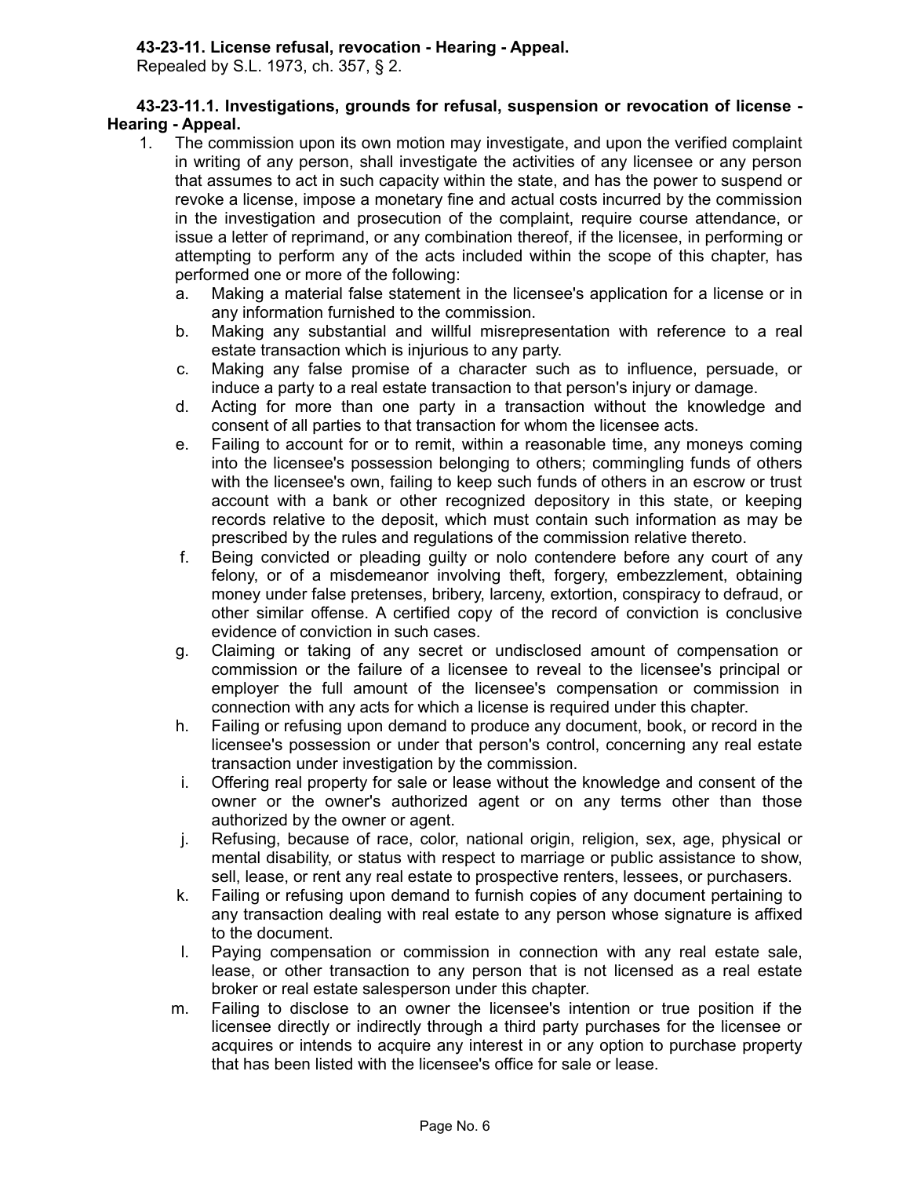**43-23-11. License refusal, revocation - Hearing - Appeal.**

Repealed by S.L. 1973, ch. 357, § 2.

**43-23-11.1. Investigations, grounds for refusal, suspension or revocation of license - Hearing - Appeal.**

1. The commission upon its own motion may investigate, and upon the verified complaint in writing of any person, shall investigate the activities of any licensee or any person that assumes to act in such capacity within the state, and has the power to suspend or revoke a license, impose a monetary fine and actual costs incurred by the commission in the investigation and prosecution of the complaint, require course attendance, or issue a letter of reprimand, or any combination thereof, if the licensee, in performing or attempting to perform any of the acts included within the scope of this chapter, has performed one or more of the following:
   a. Making a material false statement in the licensee's application for a license or in any information furnished to the commission.
   b. Making any substantial and willful misrepresentation with reference to a real estate transaction which is injurious to any party.
   c. Making any false promise of a character such as to influence, persuade, or induce a party to a real estate transaction to that person's injury or damage.
   d. Acting for more than one party in a transaction without the knowledge and consent of all parties to that transaction for whom the licensee acts.
   e. Failing to account for or to remit, within a reasonable time, any moneys coming into the licensee's possession belonging to others; commingling funds of others with the licensee's own, failing to keep such funds of others in an escrow or trust account with a bank or other recognized depository in this state, or keeping records relative to the deposit, which must contain such information as may be prescribed by the rules and regulations of the commission relative thereto.
   f. Being convicted or pleading guilty or nolo contendere before any court of any felony, or of a misdemeanor involving theft, forgery, embezzlement, obtaining money under false pretenses, bribery, larceny, extortion, conspiracy to defraud, or other similar offense. A certified copy of the record of conviction is conclusive evidence of conviction in such cases.
   g. Claiming or taking of any secret or undisclosed amount of compensation or commission or the failure of a licensee to reveal to the licensee's principal or employer the full amount of the licensee's compensation or commission in connection with any acts for which a license is required under this chapter.
   h. Failing or refusing upon demand to produce any document, book, or record in the licensee's possession or under that person's control, concerning any real estate transaction under investigation by the commission.
   i. Offering real property for sale or lease without the knowledge and consent of the owner or the owner's authorized agent or on any terms other than those authorized by the owner or agent.
   j. Refusing, because of race, color, national origin, religion, sex, age, physical or mental disability, or status with respect to marriage or public assistance to show, sell, lease, or rent any real estate to prospective renters, lessees, or purchasers.
   k. Failing or refusing upon demand to furnish copies of any document pertaining to any transaction dealing with real estate to any person whose signature is affixed to the document.
   l. Paying compensation or commission in connection with any real estate sale, lease, or other transaction to any person that is not licensed as a real estate broker or real estate salesperson under this chapter.
   m. Failing to disclose to an owner the licensee's intention or true position if the licensee directly or indirectly through a third party purchases for the licensee or acquires or intends to acquire any interest in or any option to purchase property that has been listed with the licensee's office for sale or lease.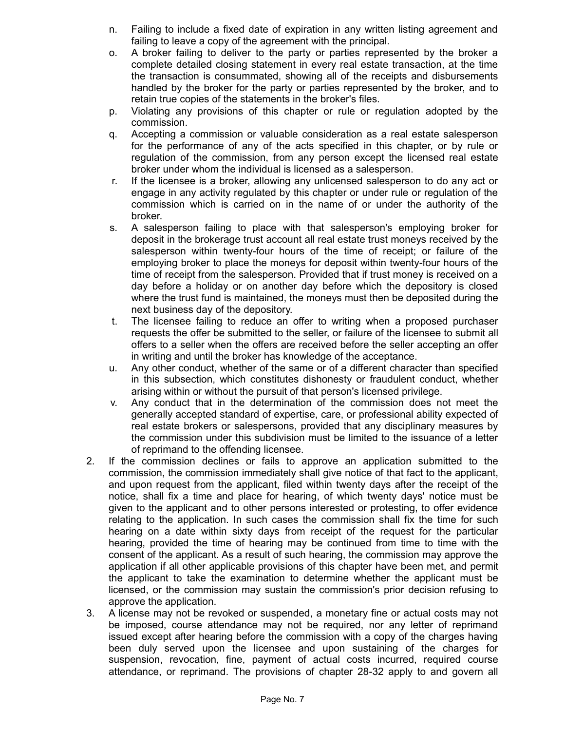n. Failing to include a fixed date of expiration in any written listing agreement and failing to leave a copy of the agreement with the principal.

o. A broker failing to deliver to the party or parties represented by the broker a complete detailed closing statement in every real estate transaction, at the time the transaction is consummated, showing all of the receipts and disbursements handled by the broker for the party or parties represented by the broker, and to retain true copies of the statements in the broker's files.

p. Violating any provisions of this chapter or rule or regulation adopted by the commission.

q. Accepting a commission or valuable consideration as a real estate salesperson for the performance of any of the acts specified in this chapter, or by rule or regulation of the commission, from any person except the licensed real estate broker under whom the individual is licensed as a salesperson.

r. If the licensee is a broker, allowing any unlicensed salesperson to do any act or engage in any activity regulated by this chapter or under rule or regulation of the commission which is carried on in the name of or under the authority of the broker.

s. A salesperson failing to place with that salesperson's employing broker for deposit in the brokerage trust account all real estate trust moneys received by the salesperson within twenty-four hours of the time of receipt; or failure of the employing broker to place the moneys for deposit within twenty-four hours of the time of receipt from the salesperson. Provided that if trust money is received on a day before a holiday or on another day before which the depository is closed where the trust fund is maintained, the moneys must then be deposited during the next business day of the depository.

t. The licensee failing to reduce an offer to writing when a proposed purchaser requests the offer be submitted to the seller, or failure of the licensee to submit all offers to a seller when the offers are received before the seller accepting an offer in writing and until the broker has knowledge of the acceptance.

u. Any other conduct, whether of the same or of a different character than specified in this subsection, which constitutes dishonesty or fraudulent conduct, whether arising within or without the pursuit of that person's licensed privilege.

v. Any conduct that in the determination of the commission does not meet the generally accepted standard of expertise, care, or professional ability expected of real estate brokers or salespersons, provided that any disciplinary measures by the commission under this subdivision must be limited to the issuance of a letter of reprimand to the offending licensee.

2. If the commission declines or fails to approve an application submitted to the commission, the commission immediately shall give notice of that fact to the applicant, and upon request from the applicant, filed within twenty days after the receipt of the notice, shall fix a time and place for hearing, of which twenty days' notice must be given to the applicant and to other persons interested or protesting, to offer evidence relating to the application. In such cases the commission shall fix the time for such hearing on a date within sixty days from receipt of the request for the particular hearing, provided the time of hearing may be continued from time to time with the consent of the applicant. As a result of such hearing, the commission may approve the application if all other applicable provisions of this chapter have been met, and permit the applicant to take the examination to determine whether the applicant must be licensed, or the commission may sustain the commission's prior decision refusing to approve the application.

3. A license may not be revoked or suspended, a monetary fine or actual costs may not be imposed, course attendance may not be required, nor any letter of reprimand issued except after hearing before the commission with a copy of the charges having been duly served upon the licensee and upon sustaining of the charges for suspension, revocation, fine, payment of actual costs incurred, required course attendance, or reprimand. The provisions of chapter 28-32 apply to and govern all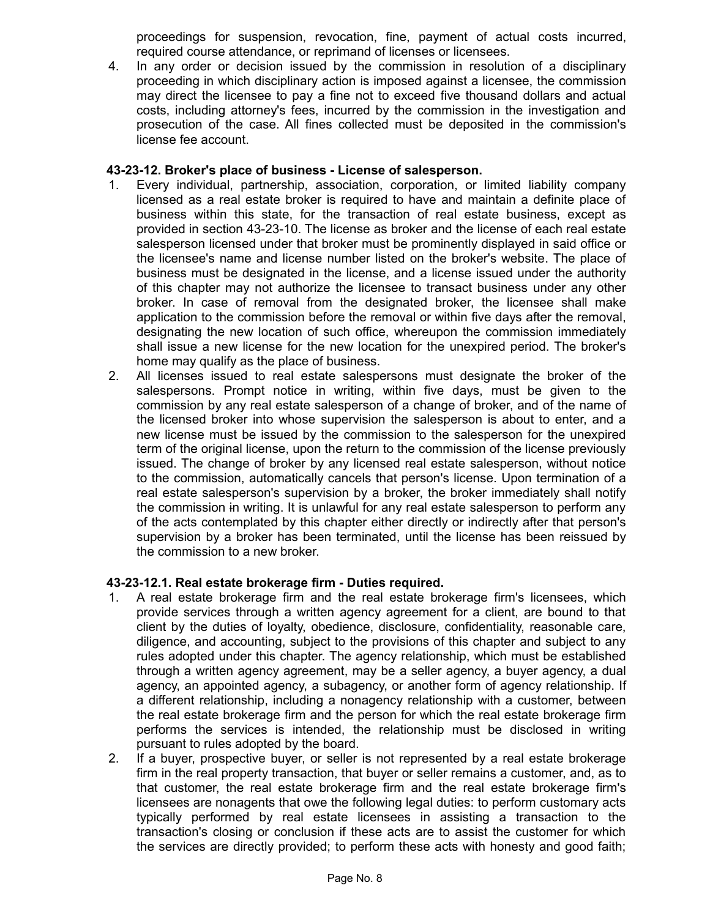proceedings for suspension, revocation, fine, payment of actual costs incurred, required course attendance, or reprimand of licenses or licensees.

4. In any order or decision issued by the commission in resolution of a disciplinary proceeding in which disciplinary action is imposed against a licensee, the commission may direct the licensee to pay a fine not to exceed five thousand dollars and actual costs, including attorney's fees, incurred by the commission in the investigation and prosecution of the case. All fines collected must be deposited in the commission's license fee account.

**43-23-12. Broker's place of business - License of salesperson.**

1. Every individual, partnership, association, corporation, or limited liability company licensed as a real estate broker is required to have and maintain a definite place of business within this state, for the transaction of real estate business, except as provided in section 43-23-10. The license as broker and the license of each real estate salesperson licensed under that broker must be prominently displayed in said office or the licensee's name and license number listed on the broker's website. The place of business must be designated in the license, and a license issued under the authority of this chapter may not authorize the licensee to transact business under any other broker. In case of removal from the designated broker, the licensee shall make application to the commission before the removal or within five days after the removal, designating the new location of such office, whereupon the commission immediately shall issue a new license for the new location for the unexpired period. The broker's home may qualify as the place of business.

2. All licenses issued to real estate salespersons must designate the broker of the salespersons. Prompt notice in writing, within five days, must be given to the commission by any real estate salesperson of a change of broker, and of the name of the licensed broker into whose supervision the salesperson is about to enter, and a new license must be issued by the commission to the salesperson for the unexpired term of the original license, upon the return to the commission of the license previously issued. The change of broker by any licensed real estate salesperson, without notice to the commission, automatically cancels that person's license. Upon termination of a real estate salesperson's supervision by a broker, the broker immediately shall notify the commission in writing. It is unlawful for any real estate salesperson to perform any of the acts contemplated by this chapter either directly or indirectly after that person's supervision by a broker has been terminated, until the license has been reissued by the commission to a new broker.

**43-23-12.1. Real estate brokerage firm - Duties required.**

1. A real estate brokerage firm and the real estate brokerage firm's licensees, which provide services through a written agency agreement for a client, are bound to that client by the duties of loyalty, obedience, disclosure, confidentiality, reasonable care, diligence, and accounting, subject to the provisions of this chapter and subject to any rules adopted under this chapter. The agency relationship, which must be established through a written agency agreement, may be a seller agency, a buyer agency, a dual agency, an appointed agency, a subagency, or another form of agency relationship. If a different relationship, including a nonagency relationship with a customer, between the real estate brokerage firm and the person for which the real estate brokerage firm performs the services is intended, the relationship must be disclosed in writing pursuant to rules adopted by the board.

2. If a buyer, prospective buyer, or seller is not represented by a real estate brokerage firm in the real property transaction, that buyer or seller remains a customer, and, as to that customer, the real estate brokerage firm and the real estate brokerage firm's licensees are nonagents that owe the following legal duties: to perform customary acts typically performed by real estate licensees in assisting a transaction to the transaction's closing or conclusion if these acts are to assist the customer for which the services are directly provided; to perform these acts with honesty and good faith;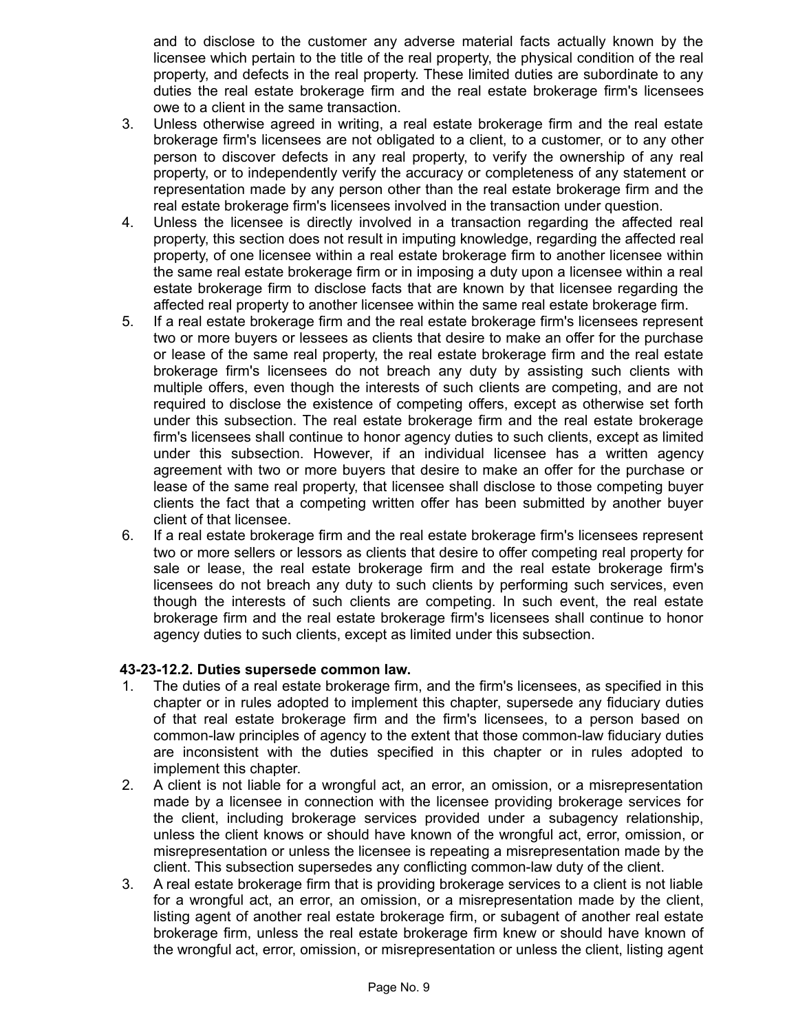and to disclose to the customer any adverse material facts actually known by the licensee which pertain to the title of the real property, the physical condition of the real property, and defects in the real property. These limited duties are subordinate to any duties the real estate brokerage firm and the real estate brokerage firm's licensees owe to a client in the same transaction.

3. Unless otherwise agreed in writing, a real estate brokerage firm and the real estate brokerage firm's licensees are not obligated to a client, to a customer, or to any other person to discover defects in any real property, to verify the ownership of any real property, or to independently verify the accuracy or completeness of any statement or representation made by any person other than the real estate brokerage firm and the real estate brokerage firm's licensees involved in the transaction under question.
4. Unless the licensee is directly involved in a transaction regarding the affected real property, this section does not result in imputing knowledge, regarding the affected real property, of one licensee within a real estate brokerage firm to another licensee within the same real estate brokerage firm or in imposing a duty upon a licensee within a real estate brokerage firm to disclose facts that are known by that licensee regarding the affected real property to another licensee within the same real estate brokerage firm.
5. If a real estate brokerage firm and the real estate brokerage firm's licensees represent two or more buyers or lessees as clients that desire to make an offer for the purchase or lease of the same real property, the real estate brokerage firm and the real estate brokerage firm's licensees do not breach any duty by assisting such clients with multiple offers, even though the interests of such clients are competing, and are not required to disclose the existence of competing offers, except as otherwise set forth under this subsection. The real estate brokerage firm and the real estate brokerage firm's licensees shall continue to honor agency duties to such clients, except as limited under this subsection. However, if an individual licensee has a written agency agreement with two or more buyers that desire to make an offer for the purchase or lease of the same real property, that licensee shall disclose to those competing buyer clients the fact that a competing written offer has been submitted by another buyer client of that licensee.
6. If a real estate brokerage firm and the real estate brokerage firm's licensees represent two or more sellers or lessors as clients that desire to offer competing real property for sale or lease, the real estate brokerage firm and the real estate brokerage firm's licensees do not breach any duty to such clients by performing such services, even though the interests of such clients are competing. In such event, the real estate brokerage firm and the real estate brokerage firm's licensees shall continue to honor agency duties to such clients, except as limited under this subsection.

**43-23-12.2. Duties supersede common law.**

1. The duties of a real estate brokerage firm, and the firm's licensees, as specified in this chapter or in rules adopted to implement this chapter, supersede any fiduciary duties of that real estate brokerage firm and the firm's licensees, to a person based on common-law principles of agency to the extent that those common-law fiduciary duties are inconsistent with the duties specified in this chapter or in rules adopted to implement this chapter.
2. A client is not liable for a wrongful act, an error, an omission, or a misrepresentation made by a licensee in connection with the licensee providing brokerage services for the client, including brokerage services provided under a subagency relationship, unless the client knows or should have known of the wrongful act, error, omission, or misrepresentation or unless the licensee is repeating a misrepresentation made by the client. This subsection supersedes any conflicting common-law duty of the client.
3. A real estate brokerage firm that is providing brokerage services to a client is not liable for a wrongful act, an error, an omission, or a misrepresentation made by the client, listing agent of another real estate brokerage firm, or subagent of another real estate brokerage firm, unless the real estate brokerage firm knew or should have known of the wrongful act, error, omission, or misrepresentation or unless the client, listing agent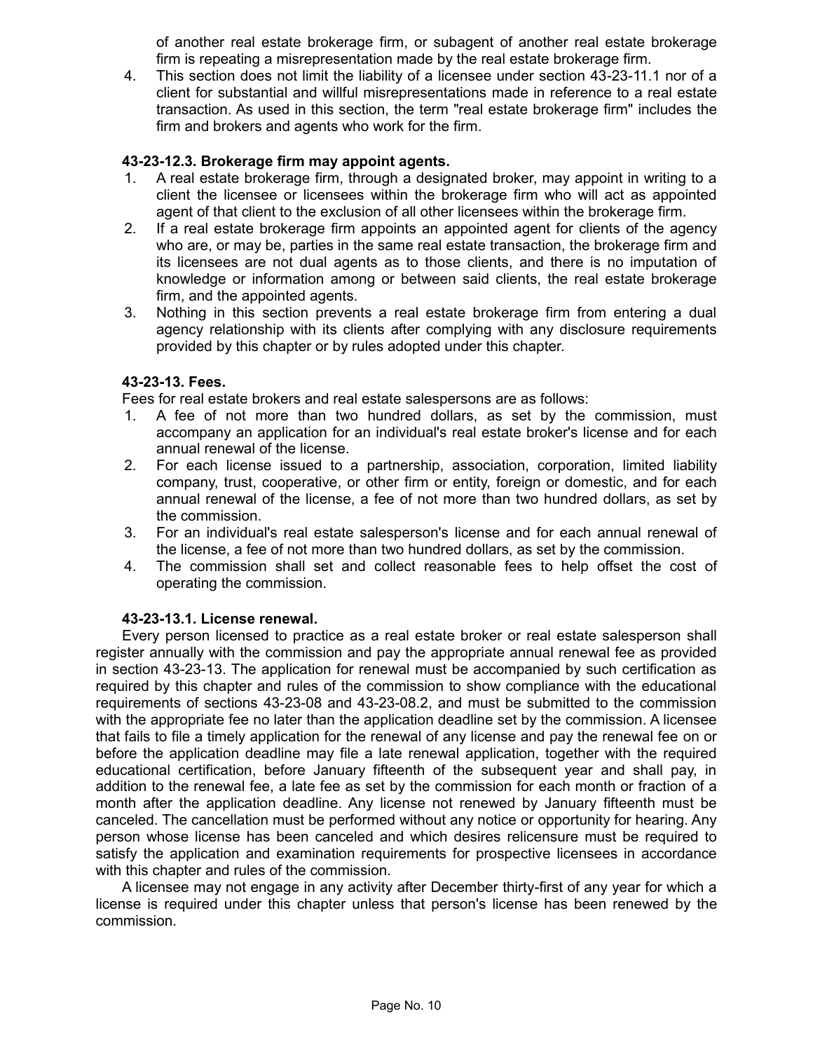of another real estate brokerage firm, or subagent of another real estate brokerage firm is repeating a misrepresentation made by the real estate brokerage firm.

4. This section does not limit the liability of a licensee under section 43-23-11.1 nor of a client for substantial and willful misrepresentations made in reference to a real estate transaction. As used in this section, the term "real estate brokerage firm" includes the firm and brokers and agents who work for the firm.

**43-23-12.3. Brokerage firm may appoint agents.**

1. A real estate brokerage firm, through a designated broker, may appoint in writing to a client the licensee or licensees within the brokerage firm who will act as appointed agent of that client to the exclusion of all other licensees within the brokerage firm.
2. If a real estate brokerage firm appoints an appointed agent for clients of the agency who are, or may be, parties in the same real estate transaction, the brokerage firm and its licensees are not dual agents as to those clients, and there is no imputation of knowledge or information among or between said clients, the real estate brokerage firm, and the appointed agents.
3. Nothing in this section prevents a real estate brokerage firm from entering a dual agency relationship with its clients after complying with any disclosure requirements provided by this chapter or by rules adopted under this chapter.

**43-23-13. Fees.**

Fees for real estate brokers and real estate salespersons are as follows:

1. A fee of not more than two hundred dollars, as set by the commission, must accompany an application for an individual's real estate broker's license and for each annual renewal of the license.
2. For each license issued to a partnership, association, corporation, limited liability company, trust, cooperative, or other firm or entity, foreign or domestic, and for each annual renewal of the license, a fee of not more than two hundred dollars, as set by the commission.
3. For an individual's real estate salesperson's license and for each annual renewal of the license, a fee of not more than two hundred dollars, as set by the commission.
4. The commission shall set and collect reasonable fees to help offset the cost of operating the commission.

**43-23-13.1. License renewal.**

Every person licensed to practice as a real estate broker or real estate salesperson shall register annually with the commission and pay the appropriate annual renewal fee as provided in section 43-23-13. The application for renewal must be accompanied by such certification as required by this chapter and rules of the commission to show compliance with the educational requirements of sections 43-23-08 and 43-23-08.2, and must be submitted to the commission with the appropriate fee no later than the application deadline set by the commission. A licensee that fails to file a timely application for the renewal of any license and pay the renewal fee on or before the application deadline may file a late renewal application, together with the required educational certification, before January fifteenth of the subsequent year and shall pay, in addition to the renewal fee, a late fee as set by the commission for each month or fraction of a month after the application deadline. Any license not renewed by January fifteenth must be canceled. The cancellation must be performed without any notice or opportunity for hearing. Any person whose license has been canceled and which desires relicensure must be required to satisfy the application and examination requirements for prospective licensees in accordance with this chapter and rules of the commission.

A licensee may not engage in any activity after December thirty-first of any year for which a license is required under this chapter unless that person's license has been renewed by the commission.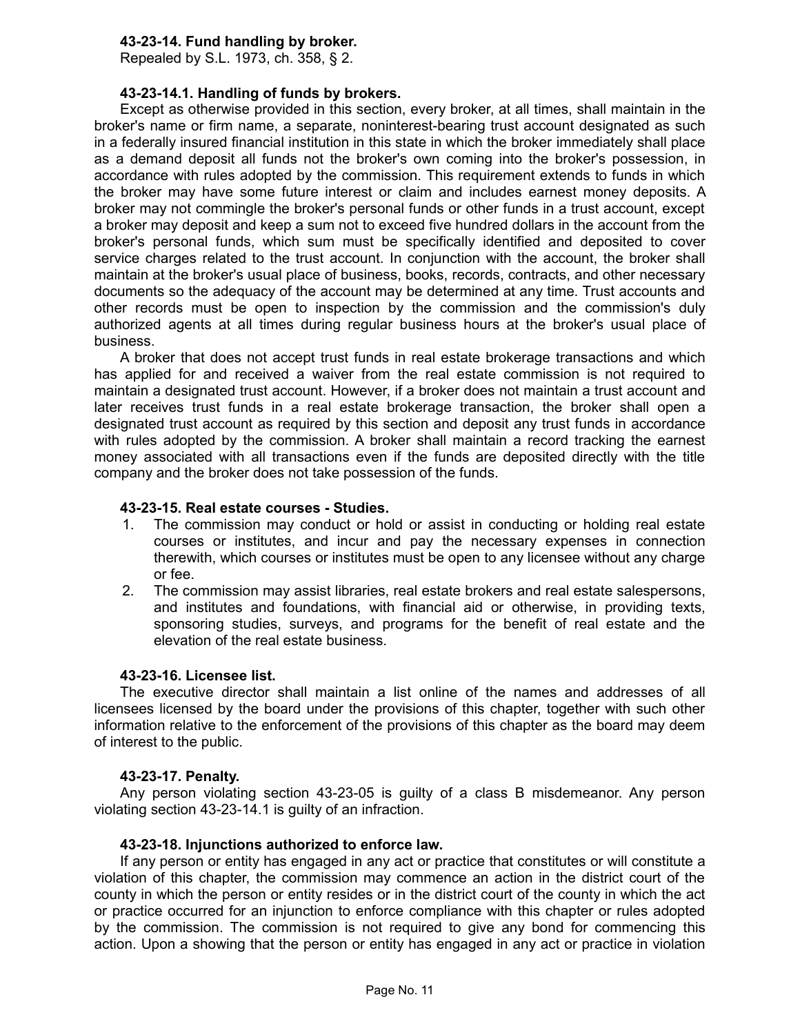**43-23-14. Fund handling by broker.**

Repealed by S.L. 1973, ch. 358, § 2.

**43-23-14.1. Handling of funds by brokers.**

Except as otherwise provided in this section, every broker, at all times, shall maintain in the broker's name or firm name, a separate, noninterest-bearing trust account designated as such in a federally insured financial institution in this state in which the broker immediately shall place as a demand deposit all funds not the broker's own coming into the broker's possession, in accordance with rules adopted by the commission. This requirement extends to funds in which the broker may have some future interest or claim and includes earnest money deposits. A broker may not commingle the broker's personal funds or other funds in a trust account, except a broker may deposit and keep a sum not to exceed five hundred dollars in the account from the broker's personal funds, which sum must be specifically identified and deposited to cover service charges related to the trust account. In conjunction with the account, the broker shall maintain at the broker's usual place of business, books, records, contracts, and other necessary documents so the adequacy of the account may be determined at any time. Trust accounts and other records must be open to inspection by the commission and the commission's duly authorized agents at all times during regular business hours at the broker's usual place of business.

A broker that does not accept trust funds in real estate brokerage transactions and which has applied for and received a waiver from the real estate commission is not required to maintain a designated trust account. However, if a broker does not maintain a trust account and later receives trust funds in a real estate brokerage transaction, the broker shall open a designated trust account as required by this section and deposit any trust funds in accordance with rules adopted by the commission. A broker shall maintain a record tracking the earnest money associated with all transactions even if the funds are deposited directly with the title company and the broker does not take possession of the funds.

**43-23-15. Real estate courses - Studies.**

1. The commission may conduct or hold or assist in conducting or holding real estate courses or institutes, and incur and pay the necessary expenses in connection therewith, which courses or institutes must be open to any licensee without any charge or fee.
2. The commission may assist libraries, real estate brokers and real estate salespersons, and institutes and foundations, with financial aid or otherwise, in providing texts, sponsoring studies, surveys, and programs for the benefit of real estate and the elevation of the real estate business.

**43-23-16. Licensee list.**

The executive director shall maintain a list online of the names and addresses of all licensees licensed by the board under the provisions of this chapter, together with such other information relative to the enforcement of the provisions of this chapter as the board may deem of interest to the public.

**43-23-17. Penalty.**

Any person violating section 43-23-05 is guilty of a class B misdemeanor. Any person violating section 43-23-14.1 is guilty of an infraction.

**43-23-18. Injunctions authorized to enforce law.**

If any person or entity has engaged in any act or practice that constitutes or will constitute a violation of this chapter, the commission may commence an action in the district court of the county in which the person or entity resides or in the district court of the county in which the act or practice occurred for an injunction to enforce compliance with this chapter or rules adopted by the commission. The commission is not required to give any bond for commencing this action. Upon a showing that the person or entity has engaged in any act or practice in violation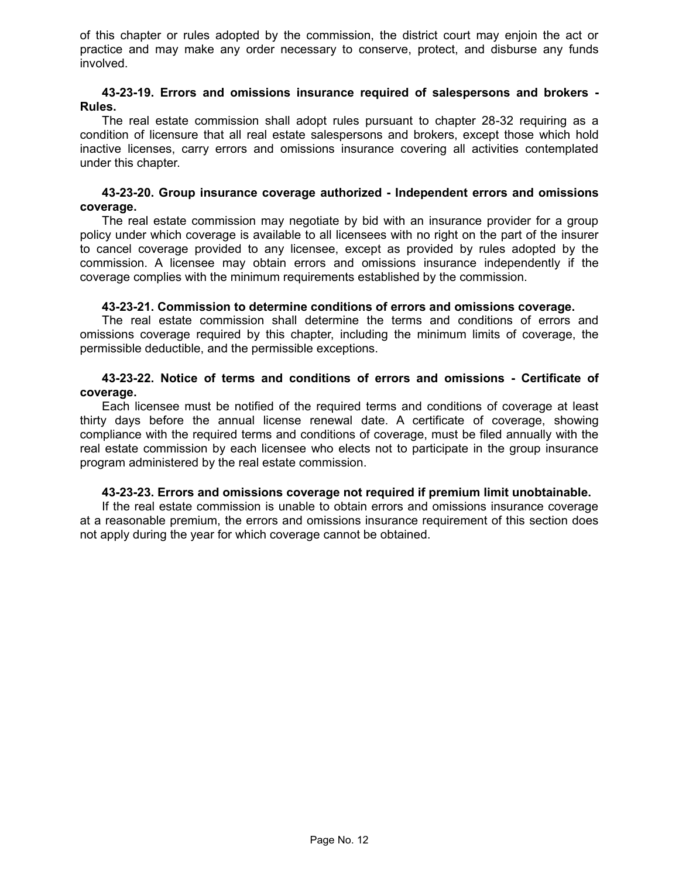of this chapter or rules adopted by the commission, the district court may enjoin the act or practice and may make any order necessary to conserve, protect, and disburse any funds involved.

**43-23-19. Errors and omissions insurance required of salespersons and brokers - Rules.**

The real estate commission shall adopt rules pursuant to chapter 28-32 requiring as a condition of licensure that all real estate salespersons and brokers, except those which hold inactive licenses, carry errors and omissions insurance covering all activities contemplated under this chapter.

**43-23-20. Group insurance coverage authorized - Independent errors and omissions coverage.**

The real estate commission may negotiate by bid with an insurance provider for a group policy under which coverage is available to all licensees with no right on the part of the insurer to cancel coverage provided to any licensee, except as provided by rules adopted by the commission. A licensee may obtain errors and omissions insurance independently if the coverage complies with the minimum requirements established by the commission.

**43-23-21. Commission to determine conditions of errors and omissions coverage.**

The real estate commission shall determine the terms and conditions of errors and omissions coverage required by this chapter, including the minimum limits of coverage, the permissible deductible, and the permissible exceptions.

**43-23-22. Notice of terms and conditions of errors and omissions - Certificate of coverage.**

Each licensee must be notified of the required terms and conditions of coverage at least thirty days before the annual license renewal date. A certificate of coverage, showing compliance with the required terms and conditions of coverage, must be filed annually with the real estate commission by each licensee who elects not to participate in the group insurance program administered by the real estate commission.

**43-23-23. Errors and omissions coverage not required if premium limit unobtainable.**

If the real estate commission is unable to obtain errors and omissions insurance coverage at a reasonable premium, the errors and omissions insurance requirement of this section does not apply during the year for which coverage cannot be obtained.